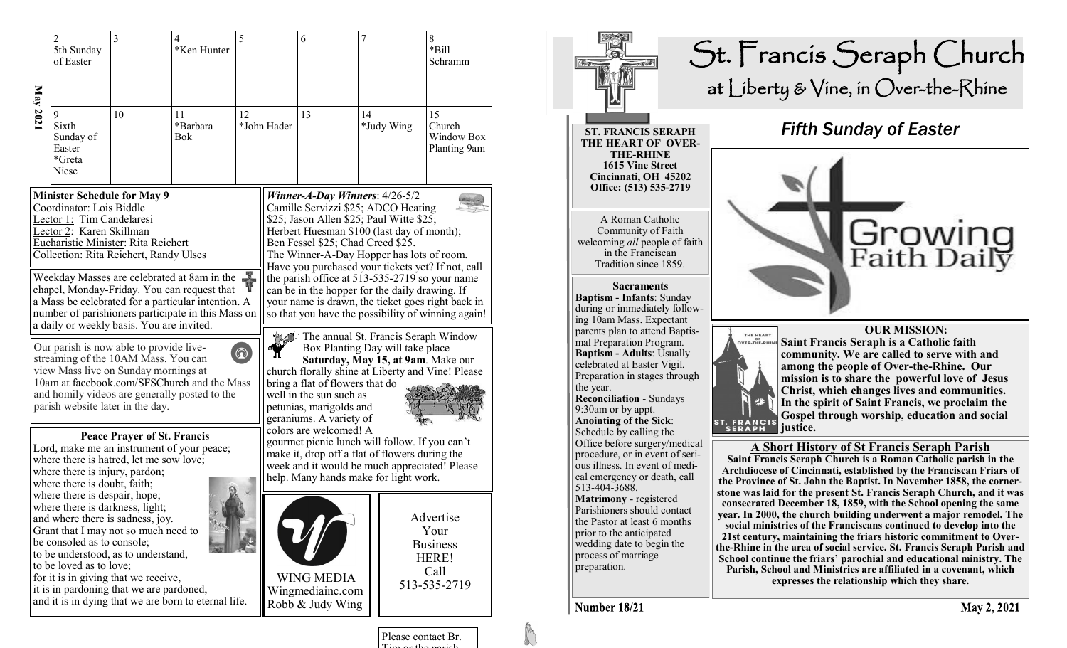**May 2021**

| 2 | 3 | 4 | 5 | 6 | 7 | 8 |
|---|---|---|---|---|---|---|
| 5th Sunday of Easter | | *Ken Hunter | | | | *Bill Schramm |
| 9 | 10 | 11 | 12 | 13 | 14 | 15 |
| Sixth Sunday of Easter *Greta Niese | | *Barbara Bok | *John Hader | | *Judy Wing | Church Window Box Planting 9am |

**Minister Schedule for May 9**
Coordinator: Lois Biddle
Lector 1: Tim Candelaresi
Lector 2: Karen Skillman
Eucharistic Minister: Rita Reichert
Collection: Rita Reichert, Randy Ulses

Weekday Masses are celebrated at 8am in the chapel, Monday-Friday. You can request that a Mass be celebrated for a particular intention. A number of parishioners participate in this Mass on a daily or weekly basis. You are invited.

Our parish is now able to provide live-streaming of the 10AM Mass. You can view Mass live on Sunday mornings at 10am at facebook.com/SFSChurch and the Mass and homily videos are generally posted to the parish website later in the day.

**Peace Prayer of St. Francis**
Lord, make me an instrument of your peace;
where there is hatred, let me sow love;
where there is injury, pardon;
where there is doubt, faith;
where there is despair, hope;
where there is darkness, light;
and where there is sadness, joy.
Grant that I may not so much need to be consoled as to console;
to be understood, as to understand,
to be loved as to love;
for it is in giving that we receive,
it is in pardoning that we are pardoned,
and it is in dying that we are born to eternal life.

***Winner-A-Day Winners***: 4/26-5/2
Camille Servizzi $25; ADCO Heating $25; Jason Allen $25; Paul Witte $25; Herbert Huesman $100 (last day of month); Ben Fessel $25; Chad Creed $25.
The Winner-A-Day Hopper has lots of room. Have you purchased your tickets yet? If not, call the parish office at 513-535-2719 so your name can be in the hopper for the daily drawing. If your name is drawn, the ticket goes right back in so that you have the possibility of winning again!

The annual St. Francis Seraph Window Box Planting Day will take place **Saturday, May 15, at 9am**. Make our church florally shine at Liberty and Vine! Please bring a flat of flowers that do well in the sun such as petunias, marigolds and geraniums. A variety of colors are welcomed! A gourmet picnic lunch will follow. If you can't make it, drop off a flat of flowers during the week and it would be much appreciated! Please help. Many hands make for light work.

WING MEDIA
Wingmediainc.com
Robb & Judy Wing

Advertise Your Business HERE! Call 513-535-2719

Please contact Br. Tim or the parish

# St. Francis Seraph Church
## at Liberty & Vine, in Over-the-Rhine

**ST. FRANCIS SERAPH THE HEART OF OVER-THE-RHINE**
**1615 Vine Street**
**Cincinnati, OH 45202**
**Office: (513) 535-2719**

A Roman Catholic Community of Faith welcoming *all* people of faith in the Franciscan Tradition since 1859.

**Sacraments**
**Baptism - Infants**: Sunday during or immediately following 10am Mass. Expectant parents plan to attend Baptismal Preparation Program.
**Baptism - Adults**: Usually celebrated at Easter Vigil. Preparation in stages through the year.
**Reconciliation** - Sundays 9:30am or by appt.
**Anointing of the Sick**: Schedule by calling the Office before surgery/medical procedure, or in event of serious illness. In event of medical emergency or death, call 513-404-3688.
**Matrimony** - registered Parishioners should contact the Pastor at least 6 months prior to the anticipated wedding date to begin the process of marriage preparation.

***Fifth Sunday of Easter***

Growing Faith Daily

**OUR MISSION:**
**Saint Francis Seraph is a Catholic faith community. We are called to serve with and among the people of Over-the-Rhine. Our mission is to share the powerful love of Jesus Christ, which changes lives and communities. In the spirit of Saint Francis, we proclaim the Gospel through worship, education and social justice.**

**A Short History of St Francis Seraph Parish**
**Saint Francis Seraph Church is a Roman Catholic parish in the Archdiocese of Cincinnati, established by the Franciscan Friars of the Province of St. John the Baptist. In November 1858, the cornerstone was laid for the present St. Francis Seraph Church, and it was consecrated December 18, 1859, with the School opening the same year. In 2000, the church building underwent a major remodel. The social ministries of the Franciscans continued to develop into the 21st century, maintaining the friars historic commitment to Over-the-Rhine in the area of social service. St. Francis Seraph Parish and School continue the friars' parochial and educational ministry. The Parish, School and Ministries are affiliated in a covenant, which expresses the relationship which they share.**

**Number 18/21** **May 2, 2021**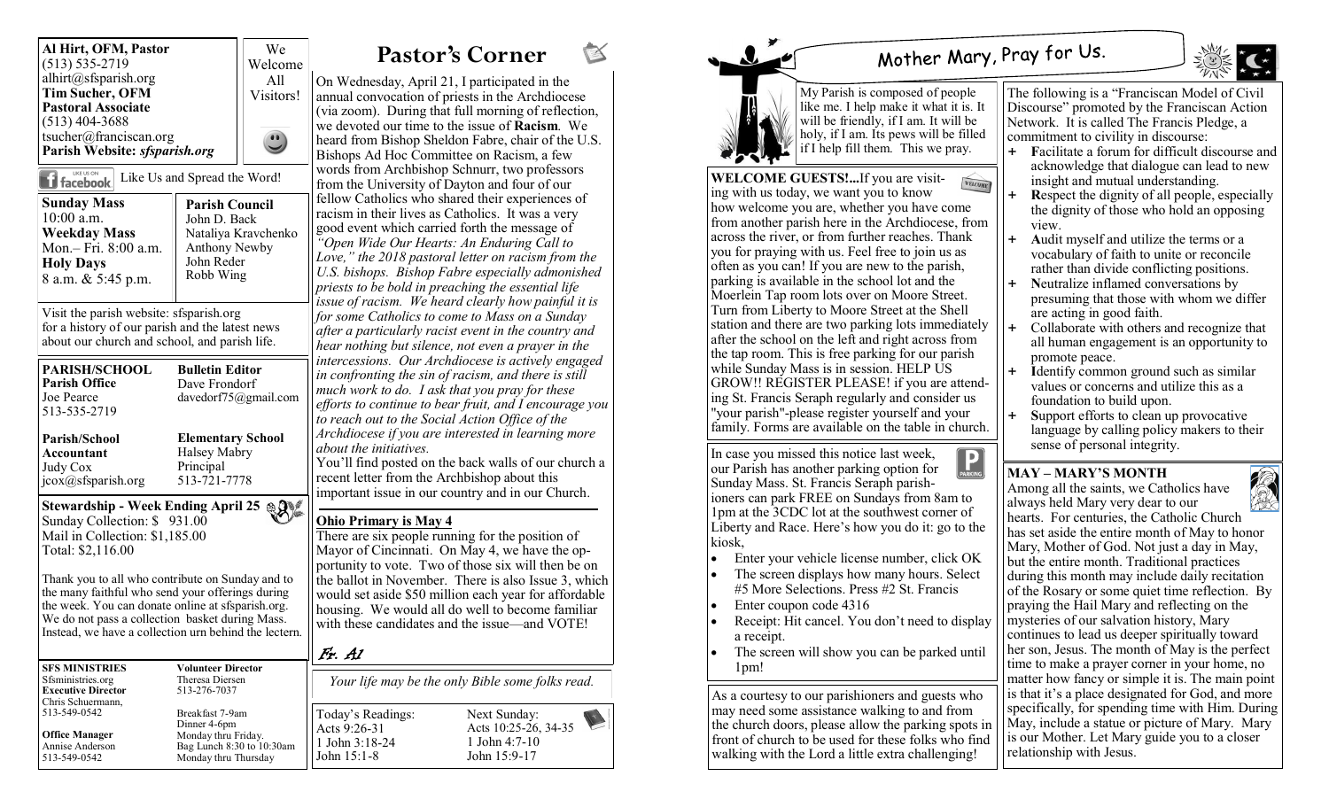**Al Hirt, OFM, Pastor**
(513) 535-2719
alhirt@sfsparish.org
**Tim Sucher, OFM**
**Pastoral Associate**
(513) 404-3688
tsucher@franciscan.org
**Parish Website:** ***sfsparish.org***

We Welcome All Visitors!

Like Us and Spread the Word!

| | |
|---|---|
| **Sunday Mass**<br>10:00 a.m.<br>**Weekday Mass**<br>Mon.– Fri. 8:00 a.m.<br>**Holy Days**<br>8 a.m. & 5:45 p.m. | **Parish Council**<br>John D. Back<br>Nataliya Kravchenko<br>Anthony Newby<br>John Reder<br>Robb Wing |

Visit the parish website: sfsparish.org for a history of our parish and the latest news about our church and school, and parish life.

| | |
|---|---|
| **PARISH/SCHOOL Parish Office**<br>Joe Pearce<br>513-535-2719 | **Bulletin Editor**<br>Dave Frondorf<br>davedorf75@gmail.com |
| **Parish/School Accountant**<br>Judy Cox<br>jcox@sfsparish.org | **Elementary School**<br>Halsey Mabry<br>Principal<br>513-721-7778 |

**Stewardship - Week Ending April 25**
Sunday Collection: $ 931.00
Mail in Collection: $1,185.00
Total: $2,116.00

Thank you to all who contribute on Sunday and to the many faithful who send your offerings during the week. You can donate online at sfsparish.org. We do not pass a collection basket during Mass. Instead, we have a collection urn behind the lectern.

| | |
|---|---|
| **SFS MINISTRIES**<br>Sfsministries.org<br>**Executive Director**<br>Chris Schuermann,<br>513-549-0542 | **Volunteer Director**<br>Theresa Diersen<br>513-276-7037 |
| **Office Manager**<br>Annise Anderson<br>513-549-0542 | Breakfast 7-9am<br>Dinner 4-6pm<br>Monday thru Friday.<br>Bag Lunch 8:30 to 10:30am<br>Monday thru Thursday |

# Pastor's Corner

On Wednesday, April 21, I participated in the annual convocation of priests in the Archdiocese (via zoom). During that full morning of reflection, we devoted our time to the issue of **Racism**. We heard from Bishop Sheldon Fabre, chair of the U.S. Bishops Ad Hoc Committee on Racism, a few words from Archbishop Schnurr, two professors from the University of Dayton and four of our fellow Catholics who shared their experiences of racism in their lives as Catholics. It was a very good event which carried forth the message of *"Open Wide Our Hearts: An Enduring Call to Love," the 2018 pastoral letter on racism from the U.S. bishops. Bishop Fabre especially admonished priests to be bold in preaching the essential life issue of racism. We heard clearly how painful it is for some Catholics to come to Mass on a Sunday after a particularly racist event in the country and hear nothing but silence, not even a prayer in the intercessions. Our Archdiocese is actively engaged in confronting the sin of racism, and there is still much work to do. I ask that you pray for these efforts to continue to bear fruit, and I encourage you to reach out to the Social Action Office of the Archdiocese if you are interested in learning more about the initiatives.*
You'll find posted on the back walls of our church a recent letter from the Archbishop about this important issue in our country and in our Church.

**Ohio Primary is May 4**
There are six people running for the position of Mayor of Cincinnati. On May 4, we have the opportunity to vote. Two of those six will then be on the ballot in November. There is also Issue 3, which would set aside $50 million each year for affordable housing. We would all do well to become familiar with these candidates and the issue—and VOTE!

*Fr. Al*

*Your life may be the only Bible some folks read.*

| | |
|---|---|
| Today's Readings:<br>Acts 9:26-31<br>1 John 3:18-24<br>John 15:1-8 | Next Sunday:<br>Acts 10:25-26, 34-35<br>1 John 4:7-10<br>John 15:9-17 |

## Mother Mary, Pray for Us.

My Parish is composed of people like me. I help make it what it is. It will be friendly, if I am. It will be holy, if I am. Its pews will be filled if I help fill them. This we pray.

**WELCOME GUESTS!...**If you are visiting with us today, we want you to know how welcome you are, whether you have come from another parish here in the Archdiocese, from across the river, or from further reaches. Thank you for praying with us. Feel free to join us as often as you can! If you are new to the parish, parking is available in the school lot and the Moerlein Tap room lots over on Moore Street. Turn from Liberty to Moore Street at the Shell station and there are two parking lots immediately after the school on the left and right across from the tap room. This is free parking for our parish while Sunday Mass is in session. HELP US GROW!! REGISTER PLEASE! if you are attending St. Francis Seraph regularly and consider us "your parish"-please register yourself and your family. Forms are available on the table in church.

In case you missed this notice last week, our Parish has another parking option for Sunday Mass. St. Francis Seraph parishioners can park FREE on Sundays from 8am to 1pm at the 3CDC lot at the southwest corner of Liberty and Race. Here's how you do it: go to the kiosk,

- Enter your vehicle license number, click OK
- The screen displays how many hours. Select #5 More Selections. Press #2 St. Francis
- Enter coupon code 4316
- Receipt: Hit cancel. You don't need to display a receipt.
- The screen will show you can be parked until 1pm!

As a courtesy to our parishioners and guests who may need some assistance walking to and from the church doors, please allow the parking spots in front of church to be used for these folks who find walking with the Lord a little extra challenging!

The following is a "Franciscan Model of Civil Discourse" promoted by the Franciscan Action Network. It is called The Francis Pledge, a commitment to civility in discourse:

+ **F**acilitate a forum for difficult discourse and acknowledge that dialogue can lead to new insight and mutual understanding.
+ **R**espect the dignity of all people, especially the dignity of those who hold an opposing view.
+ **A**udit myself and utilize the terms or a vocabulary of faith to unite or reconcile rather than divide conflicting positions.
+ **N**eutralize inflamed conversations by presuming that those with whom we differ are acting in good faith.
+ **C**ollaborate with others and recognize that all human engagement is an opportunity to promote peace.
+ **I**dentify common ground such as similar values or concerns and utilize this as a foundation to build upon.
+ **S**upport efforts to clean up provocative language by calling policy makers to their sense of personal integrity.

**MAY – MARY'S MONTH**
Among all the saints, we Catholics have always held Mary very dear to our hearts. For centuries, the Catholic Church has set aside the entire month of May to honor Mary, Mother of God. Not just a day in May, but the entire month. Traditional practices during this month may include daily recitation of the Rosary or some quiet time reflection. By praying the Hail Mary and reflecting on the mysteries of our salvation history, Mary continues to lead us deeper spiritually toward her son, Jesus. The month of May is the perfect time to make a prayer corner in your home, no matter how fancy or simple it is. The main point is that it's a place designated for God, and more specifically, for spending time with Him. During May, include a statue or picture of Mary. Mary is our Mother. Let Mary guide you to a closer relationship with Jesus.